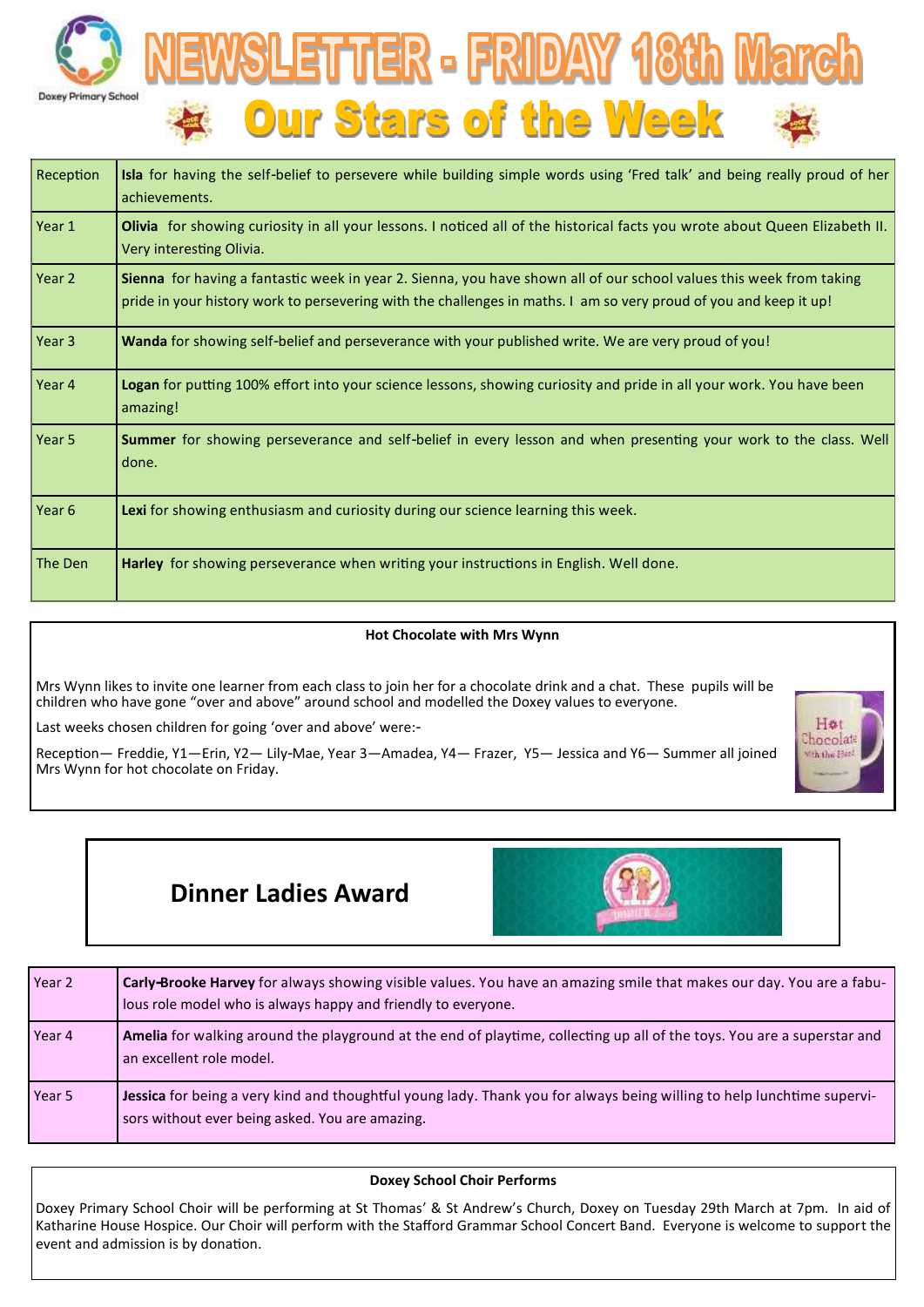# NEWSLETTER - FRIDAY 18th March

Doxey Primary School

## Our Stars of the Week

| | |
|---|---|
| Reception | **Isla** for having the self-belief to persevere while building simple words using 'Fred talk' and being really proud of her achievements. |
| Year 1 | **Olivia** for showing curiosity in all your lessons. I noticed all of the historical facts you wrote about Queen Elizabeth II. Very interesting Olivia. |
| Year 2 | **Sienna** for having a fantastic week in year 2. Sienna, you have shown all of our school values this week from taking pride in your history work to persevering with the challenges in maths. I am so very proud of you and keep it up! |
| Year 3 | **Wanda** for showing self-belief and perseverance with your published write. We are very proud of you! |
| Year 4 | **Logan** for putting 100% effort into your science lessons, showing curiosity and pride in all your work. You have been amazing! |
| Year 5 | **Summer** for showing perseverance and self-belief in every lesson and when presenting your work to the class. Well done. |
| Year 6 | **Lexi** for showing enthusiasm and curiosity during our science learning this week. |
| The Den | **Harley** for showing perseverance when writing your instructions in English. Well done. |

**Hot Chocolate with Mrs Wynn**

Mrs Wynn likes to invite one learner from each class to join her for a chocolate drink and a chat. These pupils will be children who have gone "over and above" around school and modelled the Doxey values to everyone.

Last weeks chosen children for going 'over and above' were:-

Reception— Freddie, Y1—Erin, Y2— Lily-Mae, Year 3—Amadea, Y4— Frazer, Y5— Jessica and Y6— Summer all joined Mrs Wynn for hot chocolate on Friday.

## Dinner Ladies Award

| | |
|---|---|
| Year 2 | **Carly-Brooke Harvey** for always showing visible values. You have an amazing smile that makes our day. You are a fabulous role model who is always happy and friendly to everyone. |
| Year 4 | **Amelia** for walking around the playground at the end of playtime, collecting up all of the toys. You are a superstar and an excellent role model. |
| Year 5 | **Jessica** for being a very kind and thoughtful young lady. Thank you for always being willing to help lunchtime supervisors without ever being asked. You are amazing. |

**Doxey School Choir Performs**

Doxey Primary School Choir will be performing at St Thomas' & St Andrew's Church, Doxey on Tuesday 29th March at 7pm. In aid of Katharine House Hospice. Our Choir will perform with the Stafford Grammar School Concert Band. Everyone is welcome to support the event and admission is by donation.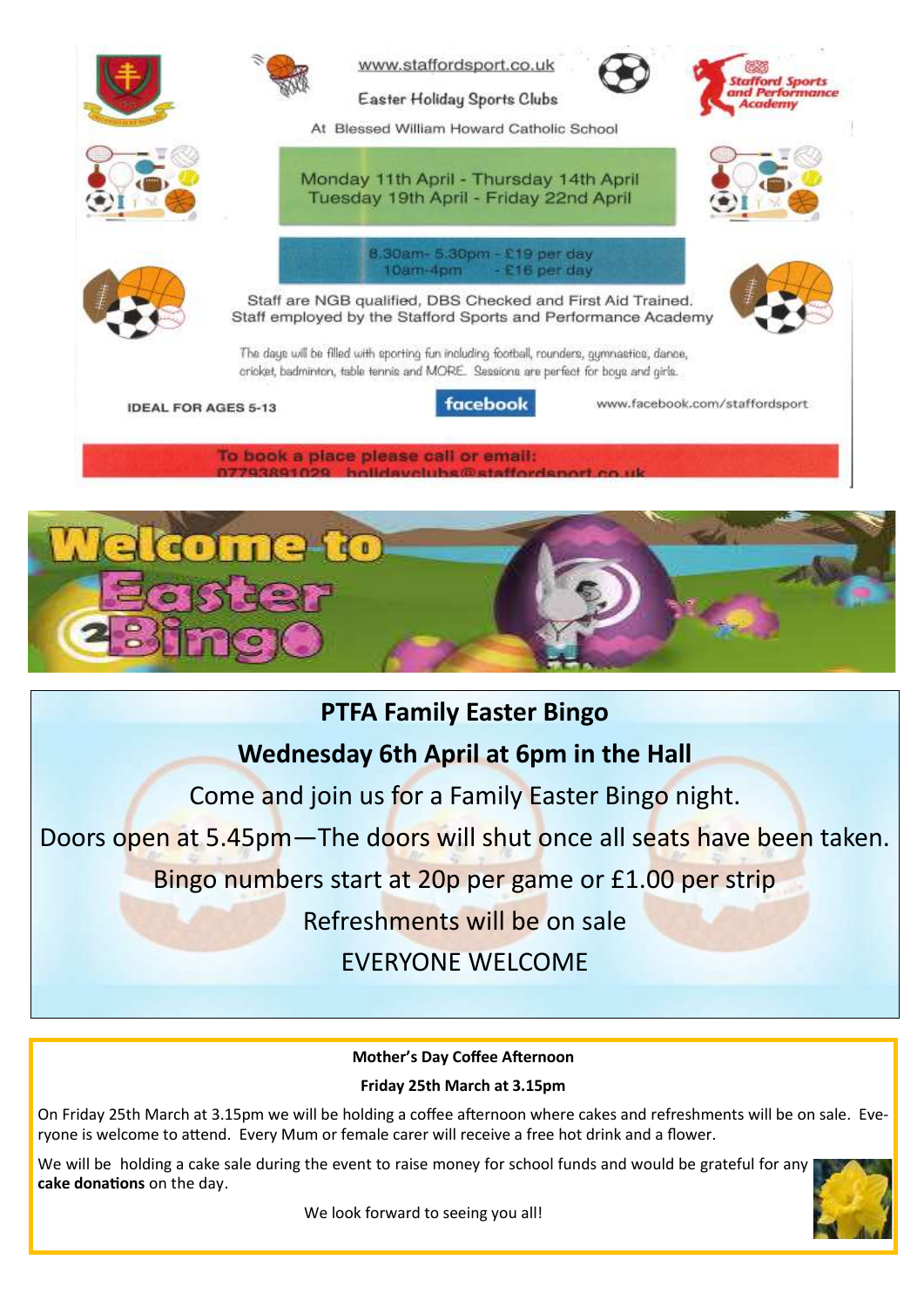www.staffordsport.co.uk

Easter Holiday Sports Clubs

At Blessed William Howard Catholic School

Stafford Sports and Performance Academy

Monday 11th April - Thursday 14th April
Tuesday 19th April - Friday 22nd April

8.30am- 5.30pm - £19 per day
10am-4pm - £16 per day

Staff are NGB qualified, DBS Checked and First Aid Trained.
Staff employed by the Stafford Sports and Performance Academy

The days will be filled with sporting fun including football, rounders, gymnastics, dance, cricket, badminton, table tennis and MORE. Sessions are perfect for boys and girls.

IDEAL FOR AGES 5-13

facebook www.facebook.com/staffordsport

To book a place please call or email:
07793891029 holidayclubs@staffordsport.co.uk

Welcome to Easter Bingo

## PTFA Family Easter Bingo

## Wednesday 6th April at 6pm in the Hall

Come and join us for a Family Easter Bingo night.

Doors open at 5.45pm—The doors will shut once all seats have been taken.

Bingo numbers start at 20p per game or £1.00 per strip

Refreshments will be on sale

EVERYONE WELCOME

**Mother's Day Coffee Afternoon**

**Friday 25th March at 3.15pm**

On Friday 25th March at 3.15pm we will be holding a coffee afternoon where cakes and refreshments will be on sale. Everyone is welcome to attend. Every Mum or female carer will receive a free hot drink and a flower.

We will be holding a cake sale during the event to raise money for school funds and would be grateful for any **cake donations** on the day.

We look forward to seeing you all!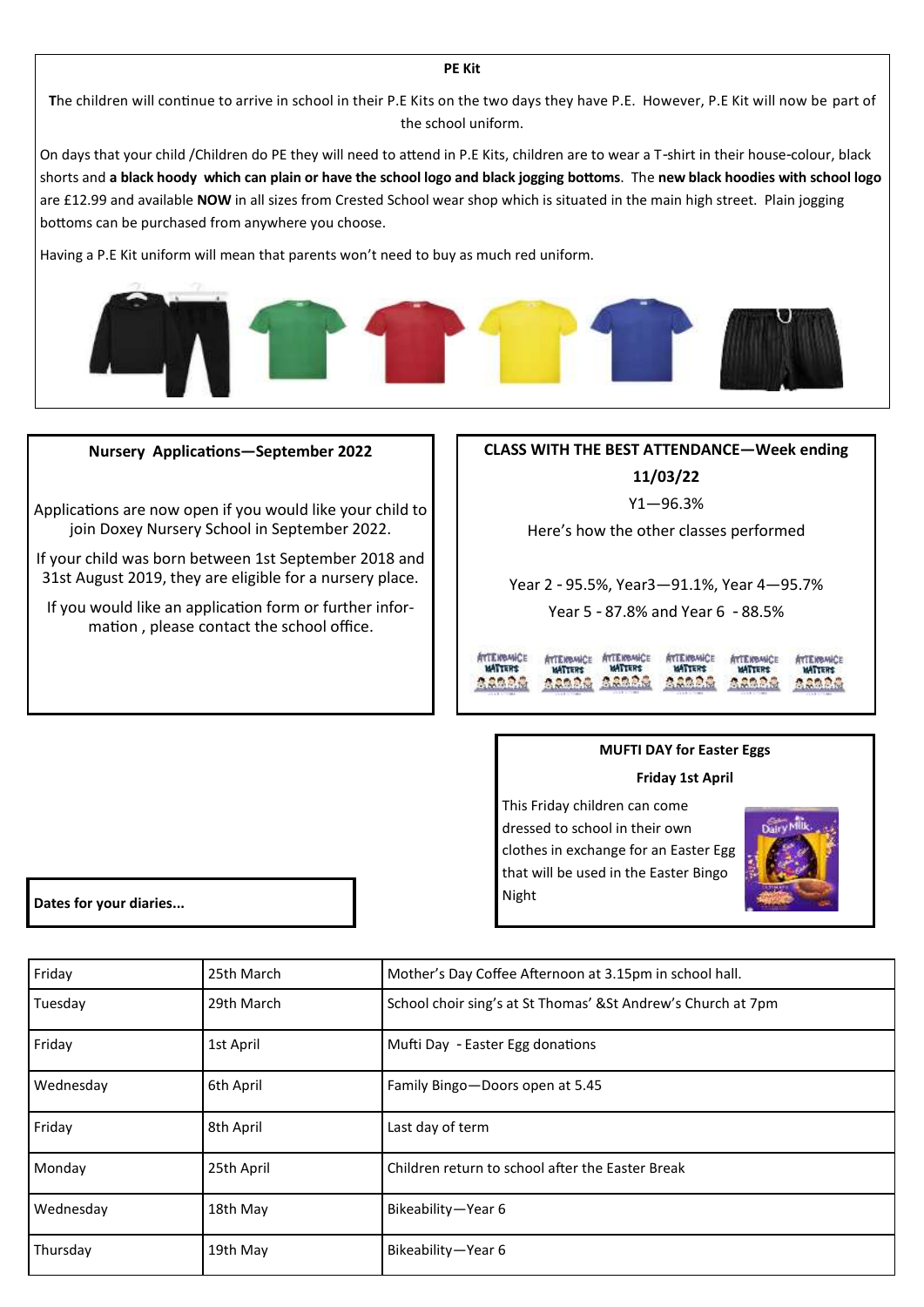## PE Kit

The children will continue to arrive in school in their P.E Kits on the two days they have P.E. However, P.E Kit will now be part of the school uniform.

On days that your child /Children do PE they will need to attend in P.E Kits, children are to wear a T-shirt in their house-colour, black shorts and **a black hoody which can plain or have the school logo and black jogging bottoms**. The **new black hoodies with school logo** are £12.99 and available **NOW** in all sizes from Crested School wear shop which is situated in the main high street. Plain jogging bottoms can be purchased from anywhere you choose.

Having a P.E Kit uniform will mean that parents won't need to buy as much red uniform.

## Nursery Applications—September 2022

Applications are now open if you would like your child to join Doxey Nursery School in September 2022.

If your child was born between 1st September 2018 and 31st August 2019, they are eligible for a nursery place.

If you would like an application form or further information , please contact the school office.

## CLASS WITH THE BEST ATTENDANCE—Week ending 11/03/22

Y1—96.3%

Here's how the other classes performed

Year 2 - 95.5%, Year3—91.1%, Year 4—95.7%

Year 5 - 87.8% and Year 6 - 88.5%

## MUFTI DAY for Easter Eggs

**Friday 1st April**

This Friday children can come dressed to school in their own clothes in exchange for an Easter Egg that will be used in the Easter Bingo Night

**Dates for your diaries...**

| | | |
|---|---|---|
| Friday | 25th March | Mother's Day Coffee Afternoon at 3.15pm in school hall. |
| Tuesday | 29th March | School choir sing's at St Thomas' &St Andrew's Church at 7pm |
| Friday | 1st April | Mufti Day - Easter Egg donations |
| Wednesday | 6th April | Family Bingo—Doors open at 5.45 |
| Friday | 8th April | Last day of term |
| Monday | 25th April | Children return to school after the Easter Break |
| Wednesday | 18th May | Bikeability—Year 6 |
| Thursday | 19th May | Bikeability—Year 6 |